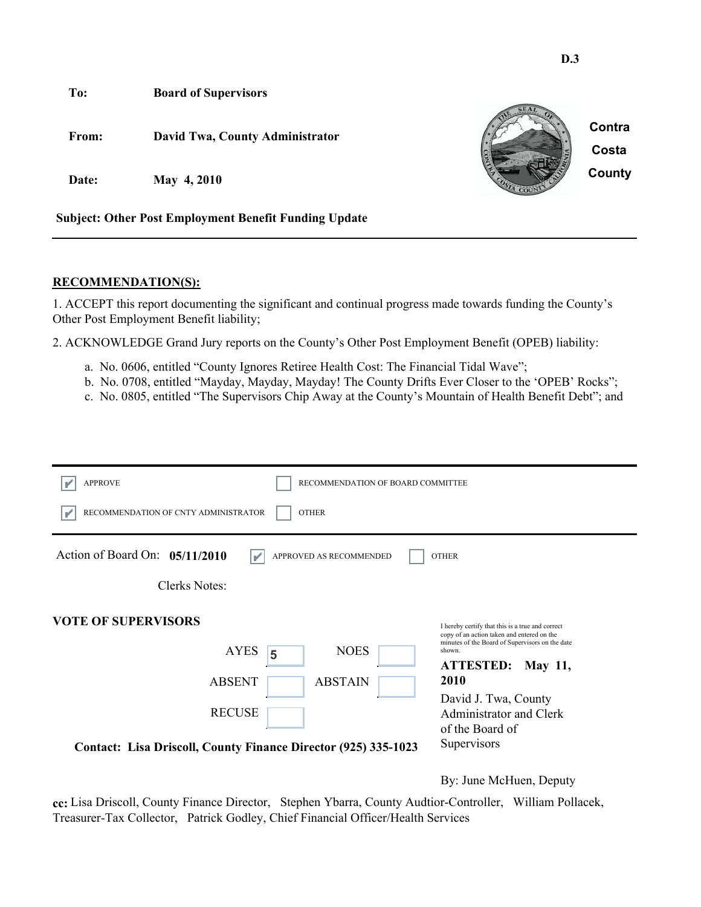D.3

**To:** Board of Supervisors

**From:** David Twa, County Administrator

**Date:** May 4, 2010

Contra Costa County

**Subject: Other Post Employment Benefit Funding Update**

---

## RECOMMENDATION(S):

1. ACCEPT this report documenting the significant and continual progress made towards funding the County's Other Post Employment Benefit liability;

2. ACKNOWLEDGE Grand Jury reports on the County's Other Post Employment Benefit (OPEB) liability:

   a. No. 0606, entitled "County Ignores Retiree Health Cost: The Financial Tidal Wave";
   b. No. 0708, entitled "Mayday, Mayday, Mayday! The County Drifts Ever Closer to the 'OPEB' Rocks";
   c. No. 0805, entitled "The Supervisors Chip Away at the County's Mountain of Health Benefit Debt"; and

---

- [x] APPROVE
- [ ] RECOMMENDATION OF BOARD COMMITTEE
- [x] RECOMMENDATION OF CNTY ADMINISTRATOR
- [ ] OTHER

---

Action of Board On: **05/11/2010** [x] APPROVED AS RECOMMENDED [ ] OTHER

Clerks Notes:

**VOTE OF SUPERVISORS**

| | | | |
|---|---|---|---|
| AYES | 5 | NOES | |
| ABSENT | | ABSTAIN | |
| RECUSE | | | |

I hereby certify that this is a true and correct copy of an action taken and entered on the minutes of the Board of Supervisors on the date shown.

**ATTESTED: May 11, 2010**

David J. Twa, County Administrator and Clerk of the Board of Supervisors

By: June McHuen, Deputy

**Contact: Lisa Driscoll, County Finance Director (925) 335-1023**

**cc:** Lisa Driscoll, County Finance Director, Stephen Ybarra, County Audtior-Controller, William Pollacek, Treasurer-Tax Collector, Patrick Godley, Chief Financial Officer/Health Services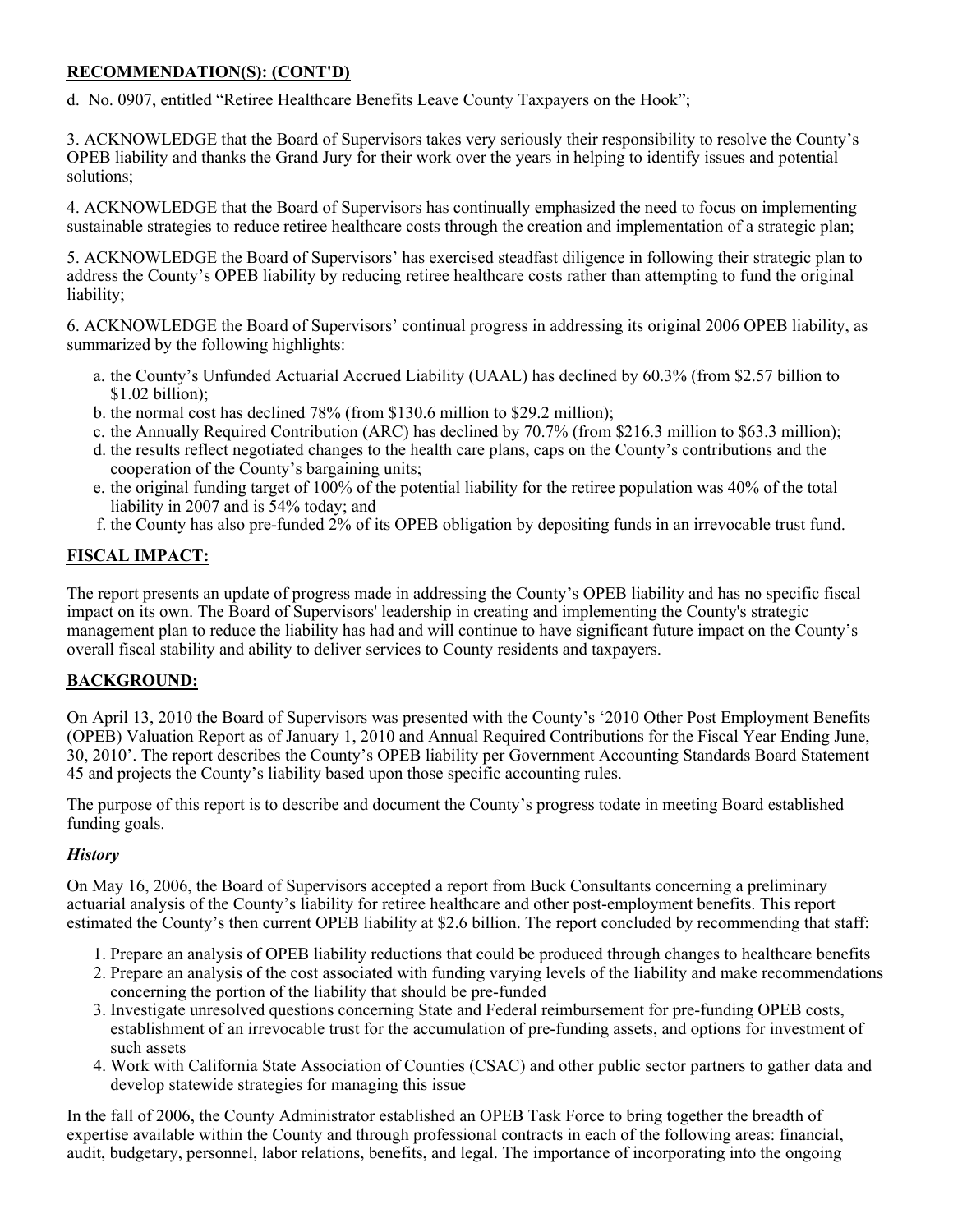**RECOMMENDATION(S): (CONT'D)**

d. No. 0907, entitled "Retiree Healthcare Benefits Leave County Taxpayers on the Hook";

3. ACKNOWLEDGE that the Board of Supervisors takes very seriously their responsibility to resolve the County's OPEB liability and thanks the Grand Jury for their work over the years in helping to identify issues and potential solutions;

4. ACKNOWLEDGE that the Board of Supervisors has continually emphasized the need to focus on implementing sustainable strategies to reduce retiree healthcare costs through the creation and implementation of a strategic plan;

5. ACKNOWLEDGE the Board of Supervisors' has exercised steadfast diligence in following their strategic plan to address the County's OPEB liability by reducing retiree healthcare costs rather than attempting to fund the original liability;

6. ACKNOWLEDGE the Board of Supervisors' continual progress in addressing its original 2006 OPEB liability, as summarized by the following highlights:

a. the County's Unfunded Actuarial Accrued Liability (UAAL) has declined by 60.3% (from \$2.57 billion to \$1.02 billion);
b. the normal cost has declined 78% (from \$130.6 million to \$29.2 million);
c. the Annually Required Contribution (ARC) has declined by 70.7% (from \$216.3 million to \$63.3 million);
d. the results reflect negotiated changes to the health care plans, caps on the County's contributions and the cooperation of the County's bargaining units;
e. the original funding target of 100% of the potential liability for the retiree population was 40% of the total liability in 2007 and is 54% today; and
f. the County has also pre-funded 2% of its OPEB obligation by depositing funds in an irrevocable trust fund.

## FISCAL IMPACT:

The report presents an update of progress made in addressing the County's OPEB liability and has no specific fiscal impact on its own. The Board of Supervisors' leadership in creating and implementing the County's strategic management plan to reduce the liability has had and will continue to have significant future impact on the County's overall fiscal stability and ability to deliver services to County residents and taxpayers.

## BACKGROUND:

On April 13, 2010 the Board of Supervisors was presented with the County's '2010 Other Post Employment Benefits (OPEB) Valuation Report as of January 1, 2010 and Annual Required Contributions for the Fiscal Year Ending June, 30, 2010'. The report describes the County's OPEB liability per Government Accounting Standards Board Statement 45 and projects the County's liability based upon those specific accounting rules.

The purpose of this report is to describe and document the County's progress todate in meeting Board established funding goals.

### *History*

On May 16, 2006, the Board of Supervisors accepted a report from Buck Consultants concerning a preliminary actuarial analysis of the County's liability for retiree healthcare and other post-employment benefits. This report estimated the County's then current OPEB liability at \$2.6 billion. The report concluded by recommending that staff:

1. Prepare an analysis of OPEB liability reductions that could be produced through changes to healthcare benefits
2. Prepare an analysis of the cost associated with funding varying levels of the liability and make recommendations concerning the portion of the liability that should be pre-funded
3. Investigate unresolved questions concerning State and Federal reimbursement for pre-funding OPEB costs, establishment of an irrevocable trust for the accumulation of pre-funding assets, and options for investment of such assets
4. Work with California State Association of Counties (CSAC) and other public sector partners to gather data and develop statewide strategies for managing this issue

In the fall of 2006, the County Administrator established an OPEB Task Force to bring together the breadth of expertise available within the County and through professional contracts in each of the following areas: financial, audit, budgetary, personnel, labor relations, benefits, and legal. The importance of incorporating into the ongoing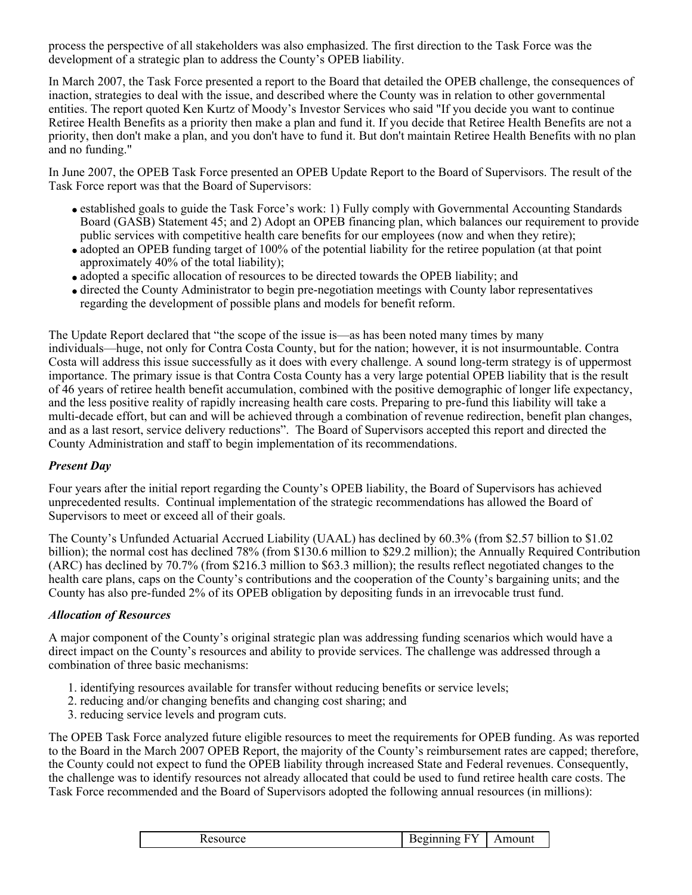process the perspective of all stakeholders was also emphasized. The first direction to the Task Force was the development of a strategic plan to address the County's OPEB liability.

In March 2007, the Task Force presented a report to the Board that detailed the OPEB challenge, the consequences of inaction, strategies to deal with the issue, and described where the County was in relation to other governmental entities. The report quoted Ken Kurtz of Moody's Investor Services who said "If you decide you want to continue Retiree Health Benefits as a priority then make a plan and fund it. If you decide that Retiree Health Benefits are not a priority, then don't make a plan, and you don't have to fund it. But don't maintain Retiree Health Benefits with no plan and no funding."

In June 2007, the OPEB Task Force presented an OPEB Update Report to the Board of Supervisors. The result of the Task Force report was that the Board of Supervisors:

- established goals to guide the Task Force's work: 1) Fully comply with Governmental Accounting Standards Board (GASB) Statement 45; and 2) Adopt an OPEB financing plan, which balances our requirement to provide public services with competitive health care benefits for our employees (now and when they retire);
- adopted an OPEB funding target of 100% of the potential liability for the retiree population (at that point approximately 40% of the total liability);
- adopted a specific allocation of resources to be directed towards the OPEB liability; and
- directed the County Administrator to begin pre-negotiation meetings with County labor representatives regarding the development of possible plans and models for benefit reform.

The Update Report declared that "the scope of the issue is—as has been noted many times by many individuals—huge, not only for Contra Costa County, but for the nation; however, it is not insurmountable. Contra Costa will address this issue successfully as it does with every challenge. A sound long-term strategy is of uppermost importance. The primary issue is that Contra Costa County has a very large potential OPEB liability that is the result of 46 years of retiree health benefit accumulation, combined with the positive demographic of longer life expectancy, and the less positive reality of rapidly increasing health care costs. Preparing to pre-fund this liability will take a multi-decade effort, but can and will be achieved through a combination of revenue redirection, benefit plan changes, and as a last resort, service delivery reductions". The Board of Supervisors accepted this report and directed the County Administration and staff to begin implementation of its recommendations.

***Present Day***

Four years after the initial report regarding the County's OPEB liability, the Board of Supervisors has achieved unprecedented results. Continual implementation of the strategic recommendations has allowed the Board of Supervisors to meet or exceed all of their goals.

The County's Unfunded Actuarial Accrued Liability (UAAL) has declined by 60.3% (from $2.57 billion to $1.02 billion); the normal cost has declined 78% (from $130.6 million to $29.2 million); the Annually Required Contribution (ARC) has declined by 70.7% (from $216.3 million to $63.3 million); the results reflect negotiated changes to the health care plans, caps on the County's contributions and the cooperation of the County's bargaining units; and the County has also pre-funded 2% of its OPEB obligation by depositing funds in an irrevocable trust fund.

***Allocation of Resources***

A major component of the County's original strategic plan was addressing funding scenarios which would have a direct impact on the County's resources and ability to provide services. The challenge was addressed through a combination of three basic mechanisms:

1. identifying resources available for transfer without reducing benefits or service levels;
2. reducing and/or changing benefits and changing cost sharing; and
3. reducing service levels and program cuts.

The OPEB Task Force analyzed future eligible resources to meet the requirements for OPEB funding. As was reported to the Board in the March 2007 OPEB Report, the majority of the County's reimbursement rates are capped; therefore, the County could not expect to fund the OPEB liability through increased State and Federal revenues. Consequently, the challenge was to identify resources not already allocated that could be used to fund retiree health care costs. The Task Force recommended and the Board of Supervisors adopted the following annual resources (in millions):

| Resource | Beginning FY | Amount |
|---|---|---|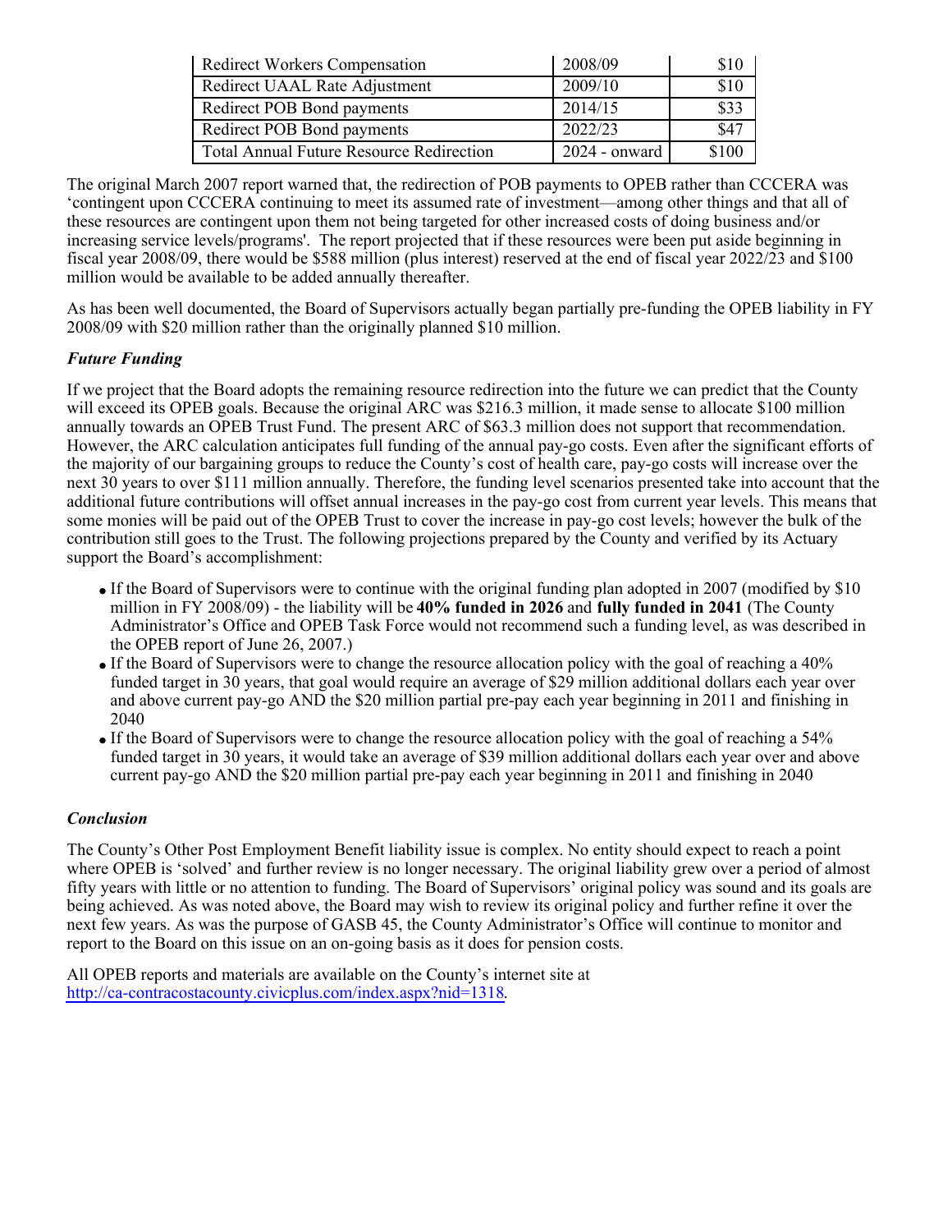| | | |
|---|---|---|
| Redirect Workers Compensation | 2008/09 | $10 |
| Redirect UAAL Rate Adjustment | 2009/10 | $10 |
| Redirect POB Bond payments | 2014/15 | $33 |
| Redirect POB Bond payments | 2022/23 | $47 |
| Total Annual Future Resource Redirection | 2024 - onward | $100 |

The original March 2007 report warned that, the redirection of POB payments to OPEB rather than CCCERA was 'contingent upon CCCERA continuing to meet its assumed rate of investment—among other things and that all of these resources are contingent upon them not being targeted for other increased costs of doing business and/or increasing service levels/programs'. The report projected that if these resources were been put aside beginning in fiscal year 2008/09, there would be $588 million (plus interest) reserved at the end of fiscal year 2022/23 and $100 million would be available to be added annually thereafter.

As has been well documented, the Board of Supervisors actually began partially pre-funding the OPEB liability in FY 2008/09 with $20 million rather than the originally planned $10 million.

### *Future Funding*

If we project that the Board adopts the remaining resource redirection into the future we can predict that the County will exceed its OPEB goals. Because the original ARC was $216.3 million, it made sense to allocate $100 million annually towards an OPEB Trust Fund. The present ARC of $63.3 million does not support that recommendation. However, the ARC calculation anticipates full funding of the annual pay-go costs. Even after the significant efforts of the majority of our bargaining groups to reduce the County's cost of health care, pay-go costs will increase over the next 30 years to over $111 million annually. Therefore, the funding level scenarios presented take into account that the additional future contributions will offset annual increases in the pay-go cost from current year levels. This means that some monies will be paid out of the OPEB Trust to cover the increase in pay-go cost levels; however the bulk of the contribution still goes to the Trust. The following projections prepared by the County and verified by its Actuary support the Board's accomplishment:

- If the Board of Supervisors were to continue with the original funding plan adopted in 2007 (modified by $10 million in FY 2008/09) - the liability will be **40% funded in 2026** and **fully funded in 2041** (The County Administrator's Office and OPEB Task Force would not recommend such a funding level, as was described in the OPEB report of June 26, 2007.)
- If the Board of Supervisors were to change the resource allocation policy with the goal of reaching a 40% funded target in 30 years, that goal would require an average of $29 million additional dollars each year over and above current pay-go AND the $20 million partial pre-pay each year beginning in 2011 and finishing in 2040
- If the Board of Supervisors were to change the resource allocation policy with the goal of reaching a 54% funded target in 30 years, it would take an average of $39 million additional dollars each year over and above current pay-go AND the $20 million partial pre-pay each year beginning in 2011 and finishing in 2040

### *Conclusion*

The County's Other Post Employment Benefit liability issue is complex. No entity should expect to reach a point where OPEB is 'solved' and further review is no longer necessary. The original liability grew over a period of almost fifty years with little or no attention to funding. The Board of Supervisors' original policy was sound and its goals are being achieved. As was noted above, the Board may wish to review its original policy and further refine it over the next few years. As was the purpose of GASB 45, the County Administrator's Office will continue to monitor and report to the Board on this issue on an on-going basis as it does for pension costs.

All OPEB reports and materials are available on the County's internet site at http://ca-contracostacounty.civicplus.com/index.aspx?nid=1318.